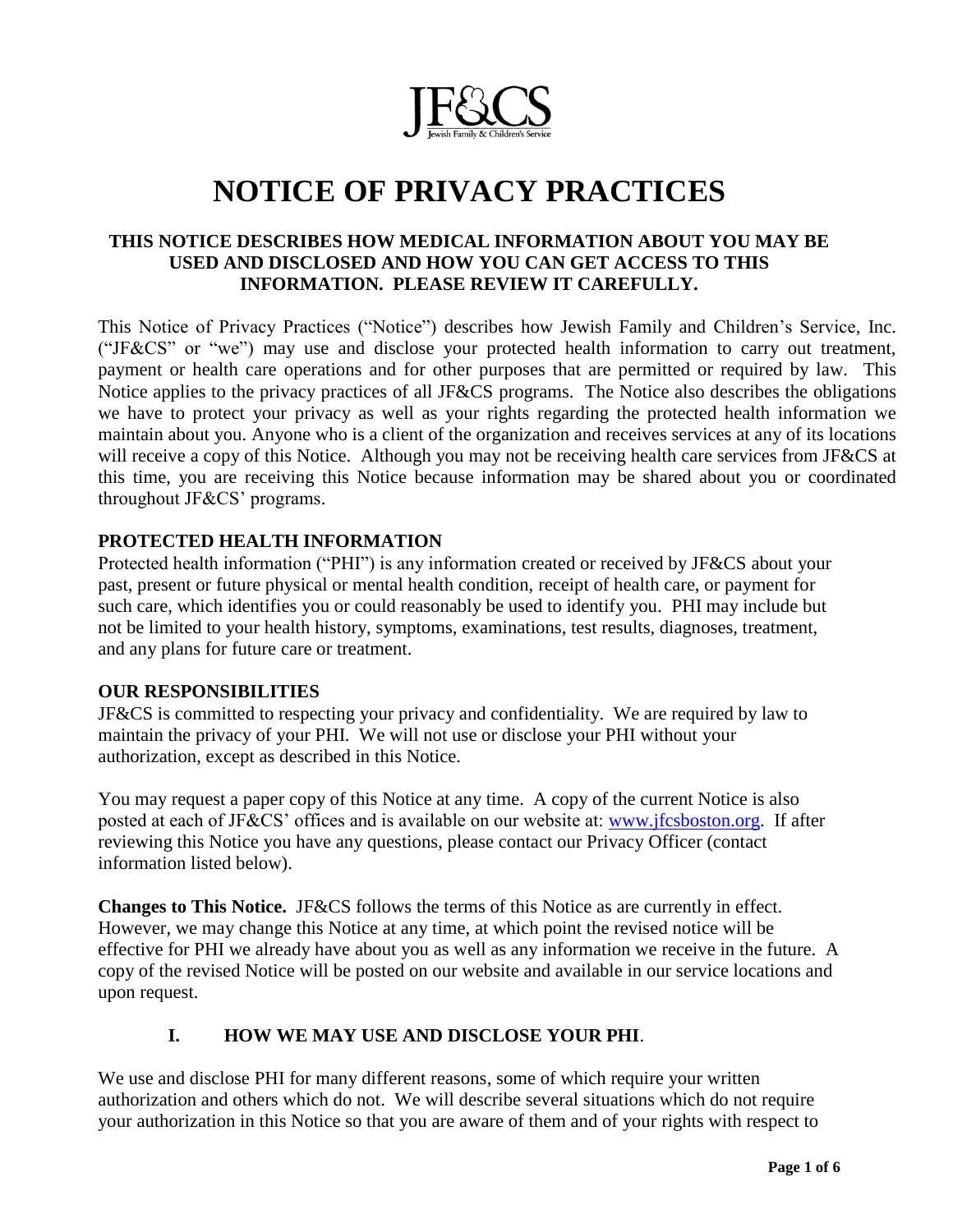# NOTICE OF PRIVACY PRACTICES

**THIS NOTICE DESCRIBES HOW MEDICAL INFORMATION ABOUT YOU MAY BE USED AND DISCLOSED AND HOW YOU CAN GET ACCESS TO THIS INFORMATION. PLEASE REVIEW IT CAREFULLY.**

This Notice of Privacy Practices ("Notice") describes how Jewish Family and Children's Service, Inc. ("JF&CS" or "we") may use and disclose your protected health information to carry out treatment, payment or health care operations and for other purposes that are permitted or required by law. This Notice applies to the privacy practices of all JF&CS programs. The Notice also describes the obligations we have to protect your privacy as well as your rights regarding the protected health information we maintain about you. Anyone who is a client of the organization and receives services at any of its locations will receive a copy of this Notice. Although you may not be receiving health care services from JF&CS at this time, you are receiving this Notice because information may be shared about you or coordinated throughout JF&CS' programs.

## PROTECTED HEALTH INFORMATION

Protected health information ("PHI") is any information created or received by JF&CS about your past, present or future physical or mental health condition, receipt of health care, or payment for such care, which identifies you or could reasonably be used to identify you. PHI may include but not be limited to your health history, symptoms, examinations, test results, diagnoses, treatment, and any plans for future care or treatment.

## OUR RESPONSIBILITIES

JF&CS is committed to respecting your privacy and confidentiality. We are required by law to maintain the privacy of your PHI. We will not use or disclose your PHI without your authorization, except as described in this Notice.

You may request a paper copy of this Notice at any time. A copy of the current Notice is also posted at each of JF&CS' offices and is available on our website at: www.jfcsboston.org. If after reviewing this Notice you have any questions, please contact our Privacy Officer (contact information listed below).

**Changes to This Notice.** JF&CS follows the terms of this Notice as are currently in effect. However, we may change this Notice at any time, at which point the revised notice will be effective for PHI we already have about you as well as any information we receive in the future. A copy of the revised Notice will be posted on our website and available in our service locations and upon request.

## I. HOW WE MAY USE AND DISCLOSE YOUR PHI.

We use and disclose PHI for many different reasons, some of which require your written authorization and others which do not. We will describe several situations which do not require your authorization in this Notice so that you are aware of them and of your rights with respect to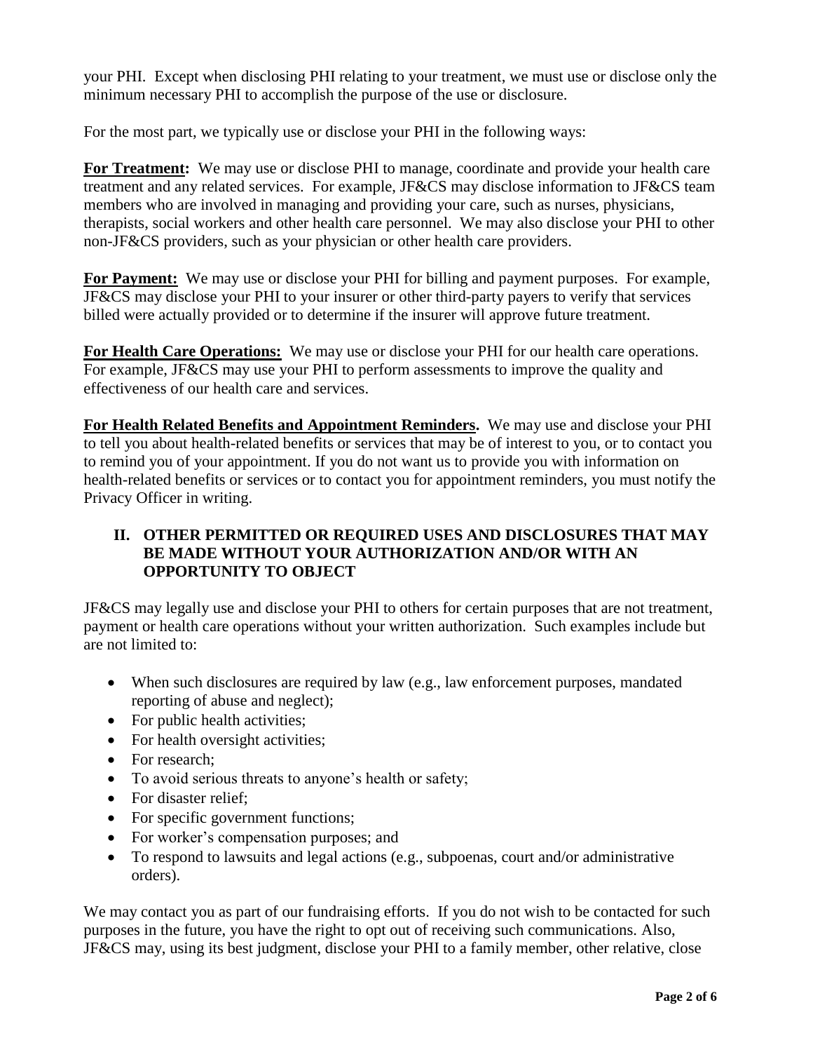your PHI. Except when disclosing PHI relating to your treatment, we must use or disclose only the minimum necessary PHI to accomplish the purpose of the use or disclosure.

For the most part, we typically use or disclose your PHI in the following ways:

**For Treatment:** We may use or disclose PHI to manage, coordinate and provide your health care treatment and any related services. For example, JF&CS may disclose information to JF&CS team members who are involved in managing and providing your care, such as nurses, physicians, therapists, social workers and other health care personnel. We may also disclose your PHI to other non-JF&CS providers, such as your physician or other health care providers.

**For Payment:** We may use or disclose your PHI for billing and payment purposes. For example, JF&CS may disclose your PHI to your insurer or other third-party payers to verify that services billed were actually provided or to determine if the insurer will approve future treatment.

**For Health Care Operations:** We may use or disclose your PHI for our health care operations. For example, JF&CS may use your PHI to perform assessments to improve the quality and effectiveness of our health care and services.

**For Health Related Benefits and Appointment Reminders.** We may use and disclose your PHI to tell you about health-related benefits or services that may be of interest to you, or to contact you to remind you of your appointment. If you do not want us to provide you with information on health-related benefits or services or to contact you for appointment reminders, you must notify the Privacy Officer in writing.

## II. OTHER PERMITTED OR REQUIRED USES AND DISCLOSURES THAT MAY BE MADE WITHOUT YOUR AUTHORIZATION AND/OR WITH AN OPPORTUNITY TO OBJECT

JF&CS may legally use and disclose your PHI to others for certain purposes that are not treatment, payment or health care operations without your written authorization. Such examples include but are not limited to:

- When such disclosures are required by law (e.g., law enforcement purposes, mandated reporting of abuse and neglect);
- For public health activities;
- For health oversight activities;
- For research;
- To avoid serious threats to anyone's health or safety;
- For disaster relief;
- For specific government functions;
- For worker's compensation purposes; and
- To respond to lawsuits and legal actions (e.g., subpoenas, court and/or administrative orders).

We may contact you as part of our fundraising efforts. If you do not wish to be contacted for such purposes in the future, you have the right to opt out of receiving such communications. Also, JF&CS may, using its best judgment, disclose your PHI to a family member, other relative, close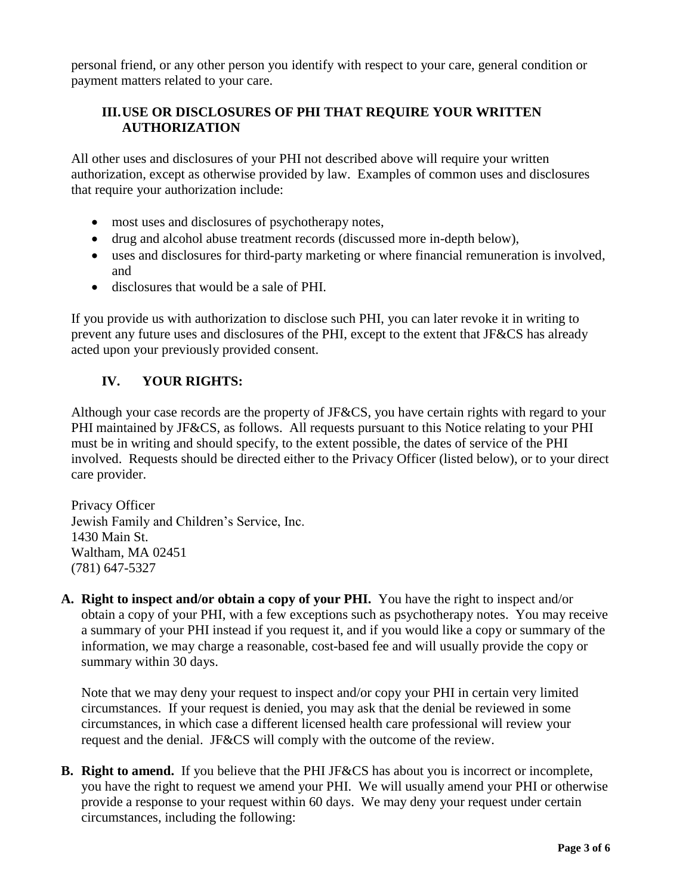personal friend, or any other person you identify with respect to your care, general condition or payment matters related to your care.

## III. USE OR DISCLOSURES OF PHI THAT REQUIRE YOUR WRITTEN AUTHORIZATION

All other uses and disclosures of your PHI not described above will require your written authorization, except as otherwise provided by law. Examples of common uses and disclosures that require your authorization include:

- most uses and disclosures of psychotherapy notes,
- drug and alcohol abuse treatment records (discussed more in-depth below),
- uses and disclosures for third-party marketing or where financial remuneration is involved, and
- disclosures that would be a sale of PHI.

If you provide us with authorization to disclose such PHI, you can later revoke it in writing to prevent any future uses and disclosures of the PHI, except to the extent that JF&CS has already acted upon your previously provided consent.

## IV. YOUR RIGHTS:

Although your case records are the property of JF&CS, you have certain rights with regard to your PHI maintained by JF&CS, as follows. All requests pursuant to this Notice relating to your PHI must be in writing and should specify, to the extent possible, the dates of service of the PHI involved. Requests should be directed either to the Privacy Officer (listed below), or to your direct care provider.

Privacy Officer
Jewish Family and Children's Service, Inc.
1430 Main St.
Waltham, MA 02451
(781) 647-5327

**A. Right to inspect and/or obtain a copy of your PHI.** You have the right to inspect and/or obtain a copy of your PHI, with a few exceptions such as psychotherapy notes. You may receive a summary of your PHI instead if you request it, and if you would like a copy or summary of the information, we may charge a reasonable, cost-based fee and will usually provide the copy or summary within 30 days.

Note that we may deny your request to inspect and/or copy your PHI in certain very limited circumstances. If your request is denied, you may ask that the denial be reviewed in some circumstances, in which case a different licensed health care professional will review your request and the denial. JF&CS will comply with the outcome of the review.

**B. Right to amend.** If you believe that the PHI JF&CS has about you is incorrect or incomplete, you have the right to request we amend your PHI. We will usually amend your PHI or otherwise provide a response to your request within 60 days. We may deny your request under certain circumstances, including the following: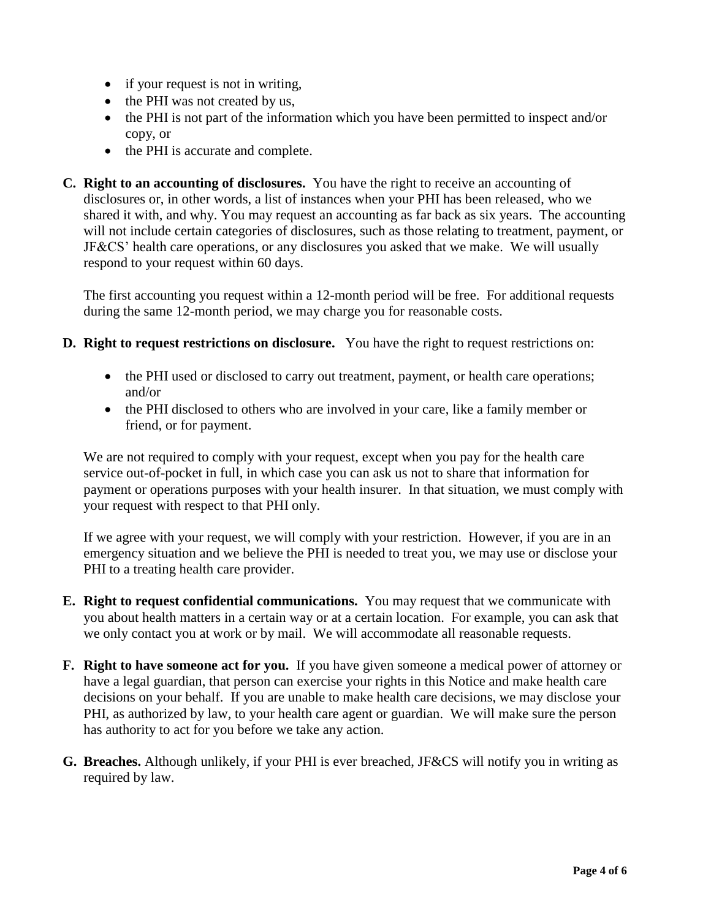- if your request is not in writing,
- the PHI was not created by us,
- the PHI is not part of the information which you have been permitted to inspect and/or copy, or
- the PHI is accurate and complete.

**C. Right to an accounting of disclosures.** You have the right to receive an accounting of disclosures or, in other words, a list of instances when your PHI has been released, who we shared it with, and why. You may request an accounting as far back as six years. The accounting will not include certain categories of disclosures, such as those relating to treatment, payment, or JF&CS' health care operations, or any disclosures you asked that we make. We will usually respond to your request within 60 days.

The first accounting you request within a 12-month period will be free. For additional requests during the same 12-month period, we may charge you for reasonable costs.

**D. Right to request restrictions on disclosure.** You have the right to request restrictions on:

- the PHI used or disclosed to carry out treatment, payment, or health care operations; and/or
- the PHI disclosed to others who are involved in your care, like a family member or friend, or for payment.

We are not required to comply with your request, except when you pay for the health care service out-of-pocket in full, in which case you can ask us not to share that information for payment or operations purposes with your health insurer. In that situation, we must comply with your request with respect to that PHI only.

If we agree with your request, we will comply with your restriction. However, if you are in an emergency situation and we believe the PHI is needed to treat you, we may use or disclose your PHI to a treating health care provider.

**E. Right to request confidential communications.** You may request that we communicate with you about health matters in a certain way or at a certain location. For example, you can ask that we only contact you at work or by mail. We will accommodate all reasonable requests.

**F. Right to have someone act for you.** If you have given someone a medical power of attorney or have a legal guardian, that person can exercise your rights in this Notice and make health care decisions on your behalf. If you are unable to make health care decisions, we may disclose your PHI, as authorized by law, to your health care agent or guardian. We will make sure the person has authority to act for you before we take any action.

**G. Breaches.** Although unlikely, if your PHI is ever breached, JF&CS will notify you in writing as required by law.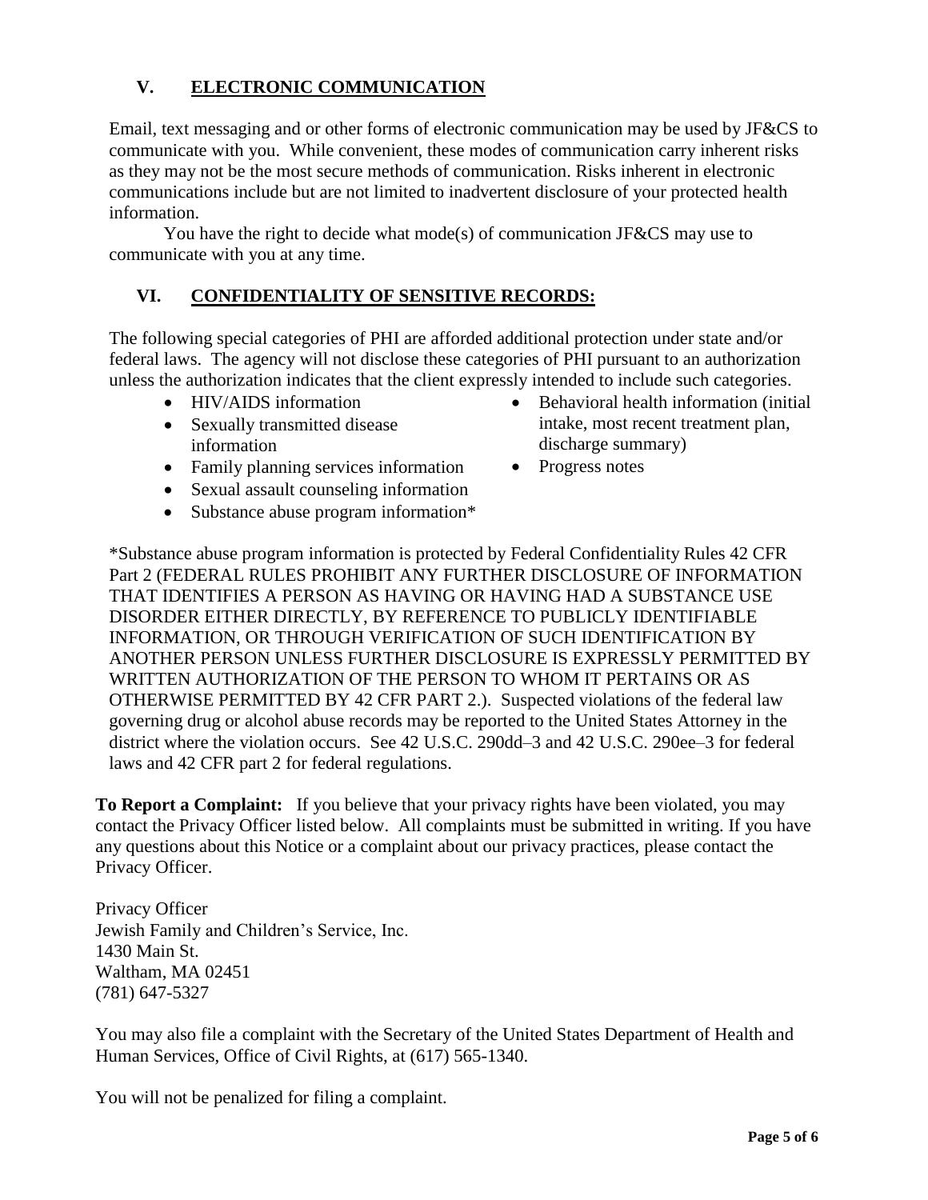## V. ELECTRONIC COMMUNICATION

Email, text messaging and or other forms of electronic communication may be used by JF&CS to communicate with you. While convenient, these modes of communication carry inherent risks as they may not be the most secure methods of communication. Risks inherent in electronic communications include but are not limited to inadvertent disclosure of your protected health information.

You have the right to decide what mode(s) of communication JF&CS may use to communicate with you at any time.

## VI. CONFIDENTIALITY OF SENSITIVE RECORDS:

The following special categories of PHI are afforded additional protection under state and/or federal laws. The agency will not disclose these categories of PHI pursuant to an authorization unless the authorization indicates that the client expressly intended to include such categories.

- HIV/AIDS information
- Sexually transmitted disease information
- Family planning services information
- Sexual assault counseling information
- Substance abuse program information*
- Behavioral health information (initial intake, most recent treatment plan, discharge summary)
- Progress notes

*Substance abuse program information is protected by Federal Confidentiality Rules 42 CFR Part 2 (FEDERAL RULES PROHIBIT ANY FURTHER DISCLOSURE OF INFORMATION THAT IDENTIFIES A PERSON AS HAVING OR HAVING HAD A SUBSTANCE USE DISORDER EITHER DIRECTLY, BY REFERENCE TO PUBLICLY IDENTIFIABLE INFORMATION, OR THROUGH VERIFICATION OF SUCH IDENTIFICATION BY ANOTHER PERSON UNLESS FURTHER DISCLOSURE IS EXPRESSLY PERMITTED BY WRITTEN AUTHORIZATION OF THE PERSON TO WHOM IT PERTAINS OR AS OTHERWISE PERMITTED BY 42 CFR PART 2.). Suspected violations of the federal law governing drug or alcohol abuse records may be reported to the United States Attorney in the district where the violation occurs. See 42 U.S.C. 290dd–3 and 42 U.S.C. 290ee–3 for federal laws and 42 CFR part 2 for federal regulations.

**To Report a Complaint:** If you believe that your privacy rights have been violated, you may contact the Privacy Officer listed below. All complaints must be submitted in writing. If you have any questions about this Notice or a complaint about our privacy practices, please contact the Privacy Officer.

Privacy Officer
Jewish Family and Children's Service, Inc.
1430 Main St.
Waltham, MA 02451
(781) 647-5327

You may also file a complaint with the Secretary of the United States Department of Health and Human Services, Office of Civil Rights, at (617) 565-1340.

You will not be penalized for filing a complaint.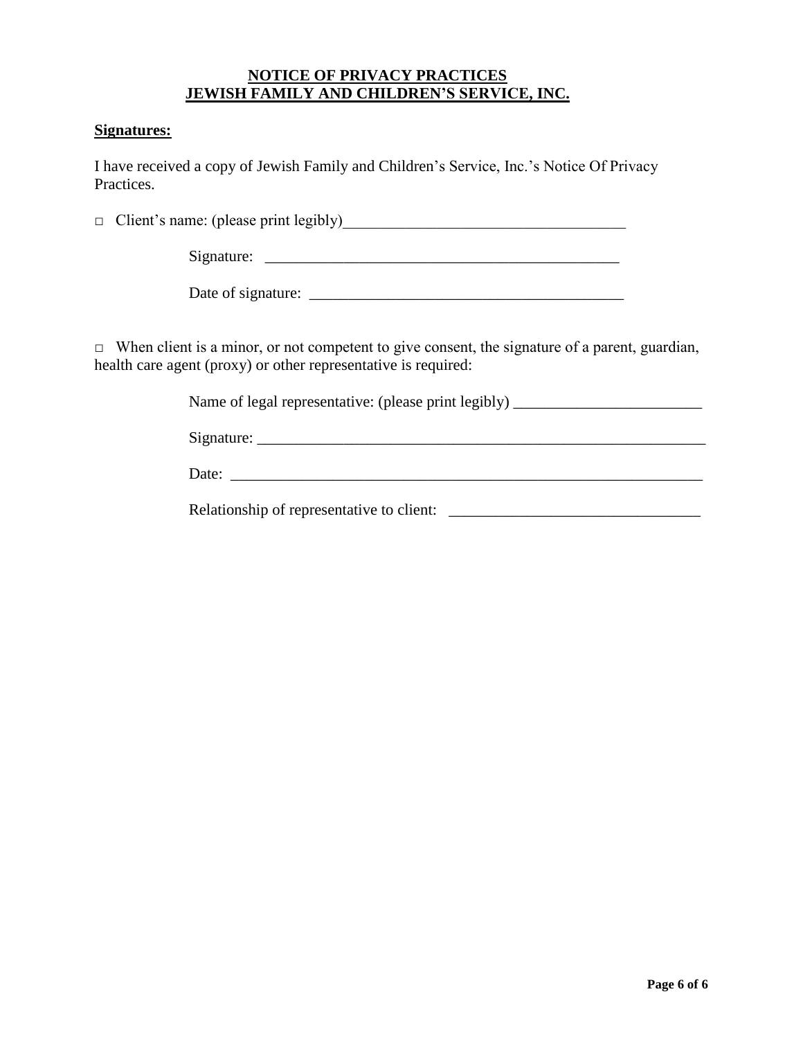**NOTICE OF PRIVACY PRACTICES**
**JEWISH FAMILY AND CHILDREN'S SERVICE, INC.**

**Signatures:**

I have received a copy of Jewish Family and Children's Service, Inc.'s Notice Of Privacy Practices.

□ Client's name: (please print legibly)____________________________________

Signature: ______________________________________________

Date of signature: ________________________________________

□ When client is a minor, or not competent to give consent, the signature of a parent, guardian, health care agent (proxy) or other representative is required:

Name of legal representative: (please print legibly) ________________________

Signature: ___________________________________________________________

Date: _______________________________________________________________

Relationship of representative to client: ________________________________